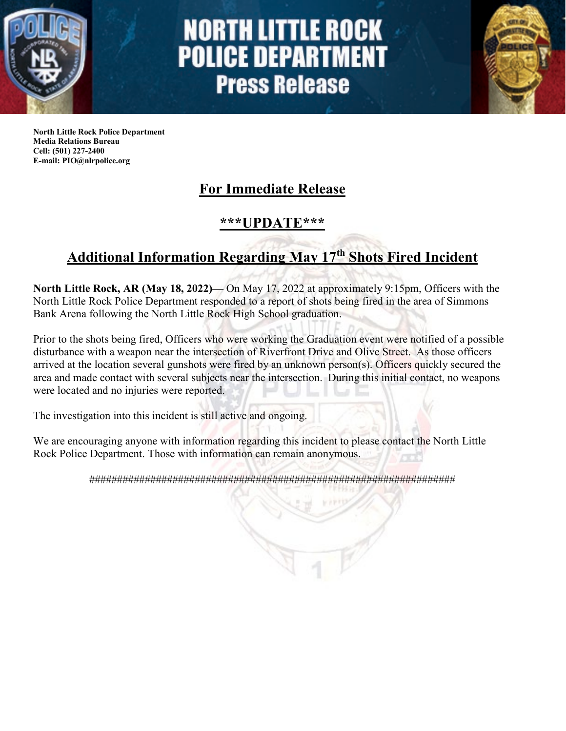# NORTH LITTLE ROCK POLICE DEPARTMENT
## Press Release

**North Little Rock Police Department**
**Media Relations Bureau**
**Cell: (501) 227-2400**
**E-mail: PIO@nlrpolice.org**

## For Immediate Release

## \*\*\*UPDATE\*\*\*

## Additional Information Regarding May 17th Shots Fired Incident

**North Little Rock, AR (May 18, 2022)—** On May 17, 2022 at approximately 9:15pm, Officers with the North Little Rock Police Department responded to a report of shots being fired in the area of Simmons Bank Arena following the North Little Rock High School graduation.

Prior to the shots being fired, Officers who were working the Graduation event were notified of a possible disturbance with a weapon near the intersection of Riverfront Drive and Olive Street. As those officers arrived at the location several gunshots were fired by an unknown person(s). Officers quickly secured the area and made contact with several subjects near the intersection. During this initial contact, no weapons were located and no injuries were reported.

The investigation into this incident is still active and ongoing.

We are encouraging anyone with information regarding this incident to please contact the North Little Rock Police Department. Those with information can remain anonymous.

######################################################################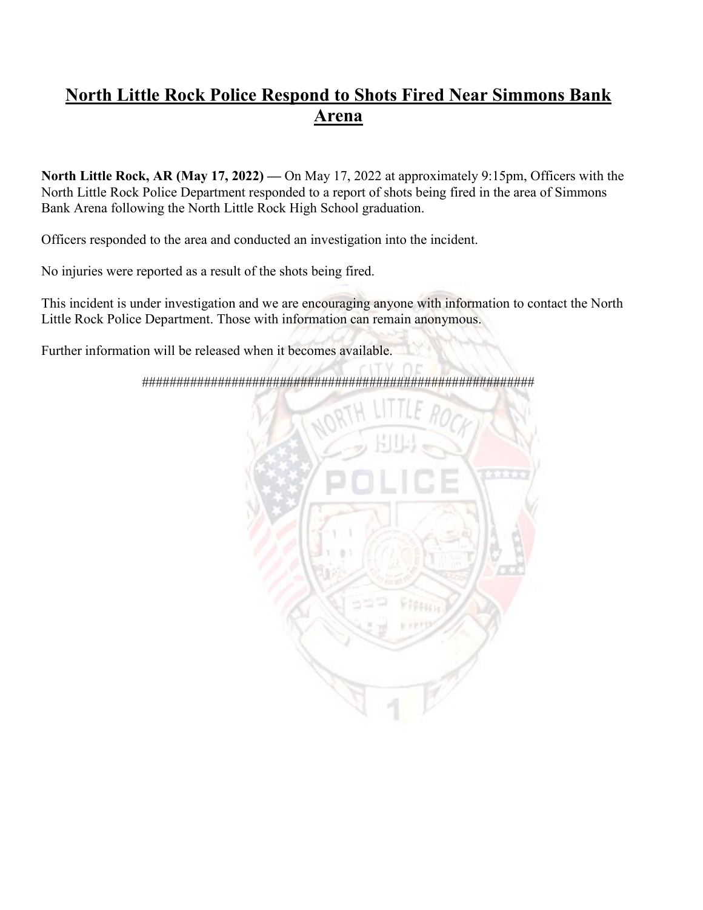# North Little Rock Police Respond to Shots Fired Near Simmons Bank Arena

**North Little Rock, AR (May 17, 2022) —** On May 17, 2022 at approximately 9:15pm, Officers with the North Little Rock Police Department responded to a report of shots being fired in the area of Simmons Bank Arena following the North Little Rock High School graduation.

Officers responded to the area and conducted an investigation into the incident.

No injuries were reported as a result of the shots being fired.

This incident is under investigation and we are encouraging anyone with information to contact the North Little Rock Police Department. Those with information can remain anonymous.

Further information will be released when it becomes available.

##########################################################